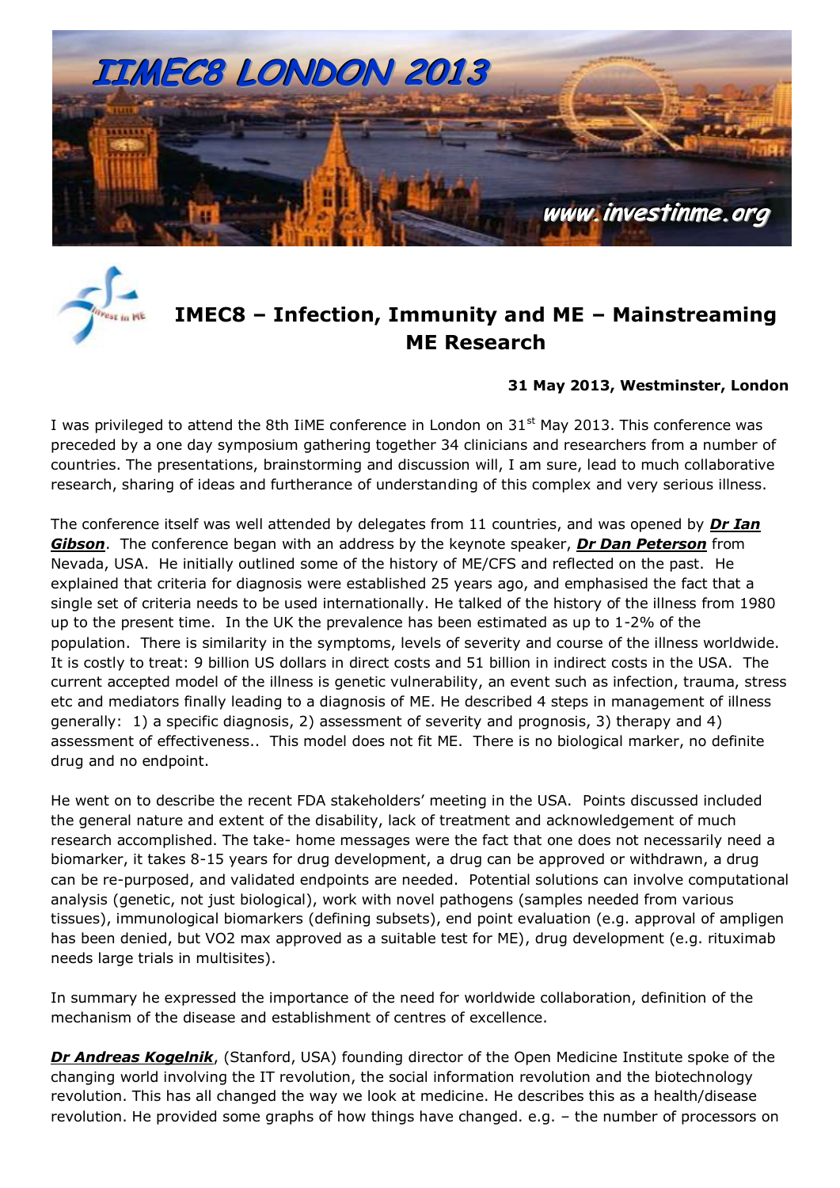# IMEC8 – Infection, Immunity and ME – Mainstreaming ME Research

**31 May 2013, Westminster, London**

I was privileged to attend the 8th IiME conference in London on 31st May 2013. This conference was preceded by a one day symposium gathering together 34 clinicians and researchers from a number of countries. The presentations, brainstorming and discussion will, I am sure, lead to much collaborative research, sharing of ideas and furtherance of understanding of this complex and very serious illness.

The conference itself was well attended by delegates from 11 countries, and was opened by ***Dr Ian Gibson***. The conference began with an address by the keynote speaker, ***Dr Dan Peterson*** from Nevada, USA. He initially outlined some of the history of ME/CFS and reflected on the past. He explained that criteria for diagnosis were established 25 years ago, and emphasised the fact that a single set of criteria needs to be used internationally. He talked of the history of the illness from 1980 up to the present time. In the UK the prevalence has been estimated as up to 1-2% of the population. There is similarity in the symptoms, levels of severity and course of the illness worldwide. It is costly to treat: 9 billion US dollars in direct costs and 51 billion in indirect costs in the USA. The current accepted model of the illness is genetic vulnerability, an event such as infection, trauma, stress etc and mediators finally leading to a diagnosis of ME. He described 4 steps in management of illness generally: 1) a specific diagnosis, 2) assessment of severity and prognosis, 3) therapy and 4) assessment of effectiveness.. This model does not fit ME. There is no biological marker, no definite drug and no endpoint.

He went on to describe the recent FDA stakeholders' meeting in the USA. Points discussed included the general nature and extent of the disability, lack of treatment and acknowledgement of much research accomplished. The take- home messages were the fact that one does not necessarily need a biomarker, it takes 8-15 years for drug development, a drug can be approved or withdrawn, a drug can be re-purposed, and validated endpoints are needed. Potential solutions can involve computational analysis (genetic, not just biological), work with novel pathogens (samples needed from various tissues), immunological biomarkers (defining subsets), end point evaluation (e.g. approval of ampligen has been denied, but VO2 max approved as a suitable test for ME), drug development (e.g. rituximab needs large trials in multisites).

In summary he expressed the importance of the need for worldwide collaboration, definition of the mechanism of the disease and establishment of centres of excellence.

***Dr Andreas Kogelnik***, (Stanford, USA) founding director of the Open Medicine Institute spoke of the changing world involving the IT revolution, the social information revolution and the biotechnology revolution. This has all changed the way we look at medicine. He describes this as a health/disease revolution. He provided some graphs of how things have changed. e.g. – the number of processors on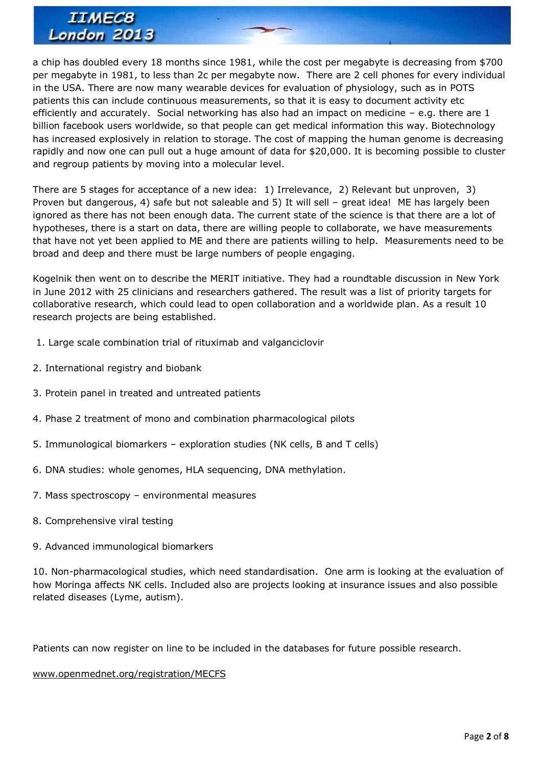a chip has doubled every 18 months since 1981, while the cost per megabyte is decreasing from $700 per megabyte in 1981, to less than 2c per megabyte now. There are 2 cell phones for every individual in the USA. There are now many wearable devices for evaluation of physiology, such as in POTS patients this can include continuous measurements, so that it is easy to document activity etc efficiently and accurately. Social networking has also had an impact on medicine – e.g. there are 1 billion facebook users worldwide, so that people can get medical information this way. Biotechnology has increased explosively in relation to storage. The cost of mapping the human genome is decreasing rapidly and now one can pull out a huge amount of data for $20,000. It is becoming possible to cluster and regroup patients by moving into a molecular level.

There are 5 stages for acceptance of a new idea: 1) Irrelevance, 2) Relevant but unproven, 3) Proven but dangerous, 4) safe but not saleable and 5) It will sell – great idea! ME has largely been ignored as there has not been enough data. The current state of the science is that there are a lot of hypotheses, there is a start on data, there are willing people to collaborate, we have measurements that have not yet been applied to ME and there are patients willing to help. Measurements need to be broad and deep and there must be large numbers of people engaging.

Kogelnik then went on to describe the MERIT initiative. They had a roundtable discussion in New York in June 2012 with 25 clinicians and researchers gathered. The result was a list of priority targets for collaborative research, which could lead to open collaboration and a worldwide plan. As a result 10 research projects are being established.

1. Large scale combination trial of rituximab and valganciclovir

2. International registry and biobank

3. Protein panel in treated and untreated patients

4. Phase 2 treatment of mono and combination pharmacological pilots

5. Immunological biomarkers – exploration studies (NK cells, B and T cells)

6. DNA studies: whole genomes, HLA sequencing, DNA methylation.

7. Mass spectroscopy – environmental measures

8. Comprehensive viral testing

9. Advanced immunological biomarkers

10. Non-pharmacological studies, which need standardisation. One arm is looking at the evaluation of how Moringa affects NK cells. Included also are projects looking at insurance issues and also possible related diseases (Lyme, autism).

Patients can now register on line to be included in the databases for future possible research.

www.openmednet.org/registration/MECFS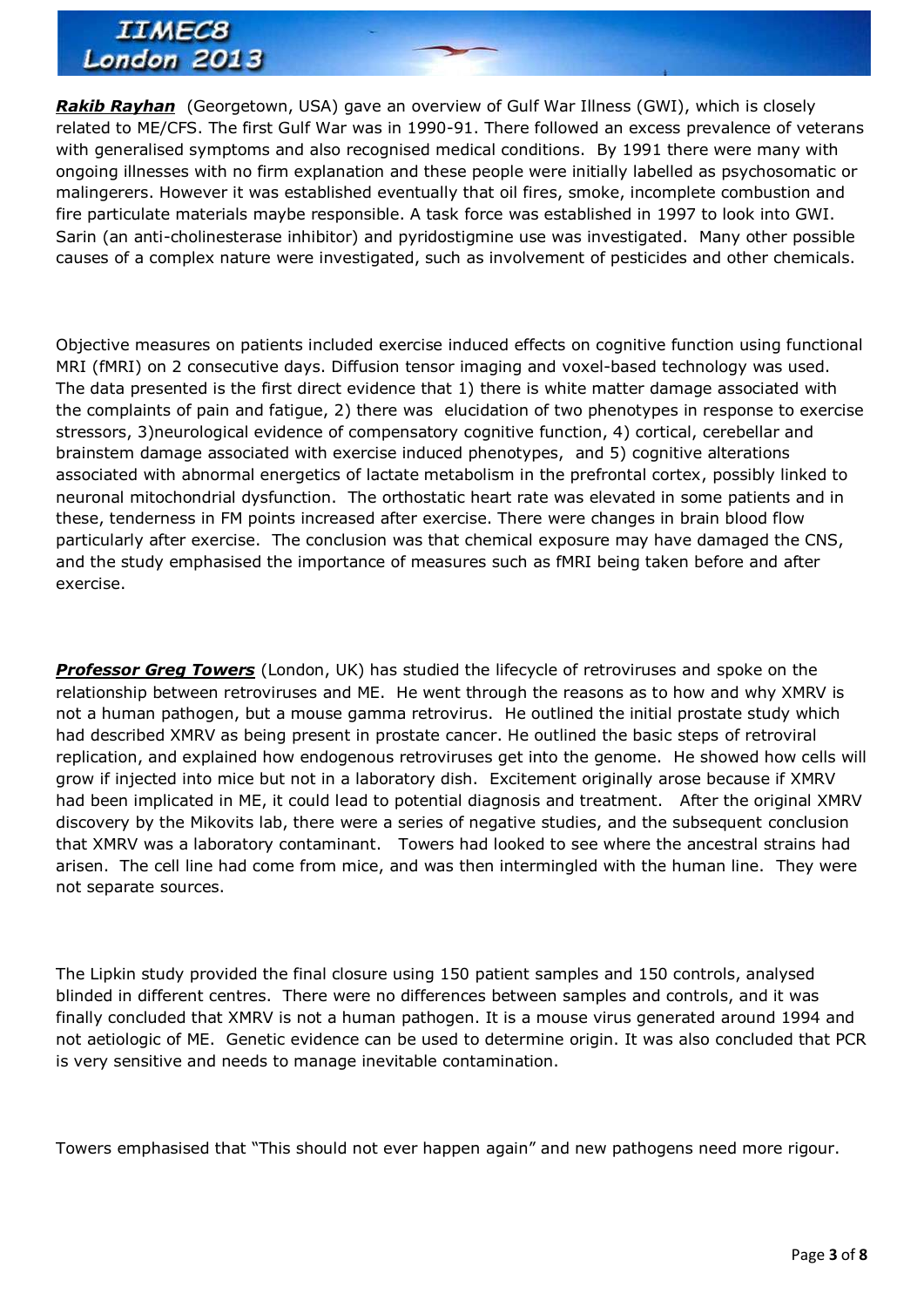***Rakib Rayhan*** (Georgetown, USA) gave an overview of Gulf War Illness (GWI), which is closely related to ME/CFS. The first Gulf War was in 1990-91. There followed an excess prevalence of veterans with generalised symptoms and also recognised medical conditions. By 1991 there were many with ongoing illnesses with no firm explanation and these people were initially labelled as psychosomatic or malingerers. However it was established eventually that oil fires, smoke, incomplete combustion and fire particulate materials maybe responsible. A task force was established in 1997 to look into GWI. Sarin (an anti-cholinesterase inhibitor) and pyridostigmine use was investigated. Many other possible causes of a complex nature were investigated, such as involvement of pesticides and other chemicals.

Objective measures on patients included exercise induced effects on cognitive function using functional MRI (fMRI) on 2 consecutive days. Diffusion tensor imaging and voxel-based technology was used. The data presented is the first direct evidence that 1) there is white matter damage associated with the complaints of pain and fatigue, 2) there was elucidation of two phenotypes in response to exercise stressors, 3)neurological evidence of compensatory cognitive function, 4) cortical, cerebellar and brainstem damage associated with exercise induced phenotypes, and 5) cognitive alterations associated with abnormal energetics of lactate metabolism in the prefrontal cortex, possibly linked to neuronal mitochondrial dysfunction. The orthostatic heart rate was elevated in some patients and in these, tenderness in FM points increased after exercise. There were changes in brain blood flow particularly after exercise. The conclusion was that chemical exposure may have damaged the CNS, and the study emphasised the importance of measures such as fMRI being taken before and after exercise.

***Professor Greg Towers*** (London, UK) has studied the lifecycle of retroviruses and spoke on the relationship between retroviruses and ME. He went through the reasons as to how and why XMRV is not a human pathogen, but a mouse gamma retrovirus. He outlined the initial prostate study which had described XMRV as being present in prostate cancer. He outlined the basic steps of retroviral replication, and explained how endogenous retroviruses get into the genome. He showed how cells will grow if injected into mice but not in a laboratory dish. Excitement originally arose because if XMRV had been implicated in ME, it could lead to potential diagnosis and treatment. After the original XMRV discovery by the Mikovits lab, there were a series of negative studies, and the subsequent conclusion that XMRV was a laboratory contaminant. Towers had looked to see where the ancestral strains had arisen. The cell line had come from mice, and was then intermingled with the human line. They were not separate sources.

The Lipkin study provided the final closure using 150 patient samples and 150 controls, analysed blinded in different centres. There were no differences between samples and controls, and it was finally concluded that XMRV is not a human pathogen. It is a mouse virus generated around 1994 and not aetiologic of ME. Genetic evidence can be used to determine origin. It was also concluded that PCR is very sensitive and needs to manage inevitable contamination.

Towers emphasised that "This should not ever happen again" and new pathogens need more rigour.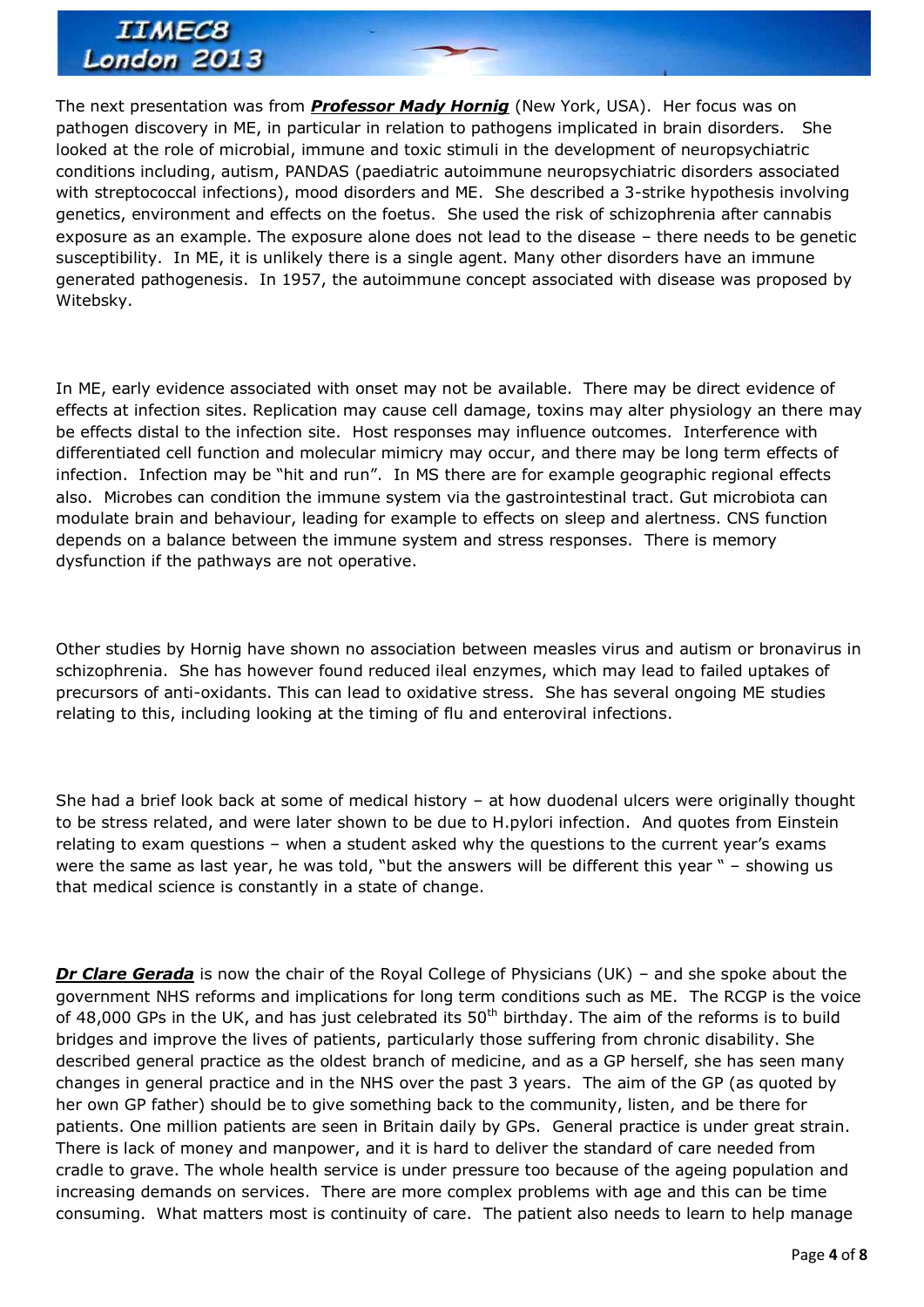The next presentation was from ***Professor Mady Hornig*** (New York, USA). Her focus was on pathogen discovery in ME, in particular in relation to pathogens implicated in brain disorders. She looked at the role of microbial, immune and toxic stimuli in the development of neuropsychiatric conditions including, autism, PANDAS (paediatric autoimmune neuropsychiatric disorders associated with streptococcal infections), mood disorders and ME. She described a 3-strike hypothesis involving genetics, environment and effects on the foetus. She used the risk of schizophrenia after cannabis exposure as an example. The exposure alone does not lead to the disease – there needs to be genetic susceptibility. In ME, it is unlikely there is a single agent. Many other disorders have an immune generated pathogenesis. In 1957, the autoimmune concept associated with disease was proposed by Witebsky.

In ME, early evidence associated with onset may not be available. There may be direct evidence of effects at infection sites. Replication may cause cell damage, toxins may alter physiology an there may be effects distal to the infection site. Host responses may influence outcomes. Interference with differentiated cell function and molecular mimicry may occur, and there may be long term effects of infection. Infection may be "hit and run". In MS there are for example geographic regional effects also. Microbes can condition the immune system via the gastrointestinal tract. Gut microbiota can modulate brain and behaviour, leading for example to effects on sleep and alertness. CNS function depends on a balance between the immune system and stress responses. There is memory dysfunction if the pathways are not operative.

Other studies by Hornig have shown no association between measles virus and autism or bronavirus in schizophrenia. She has however found reduced ileal enzymes, which may lead to failed uptakes of precursors of anti-oxidants. This can lead to oxidative stress. She has several ongoing ME studies relating to this, including looking at the timing of flu and enteroviral infections.

She had a brief look back at some of medical history – at how duodenal ulcers were originally thought to be stress related, and were later shown to be due to H.pylori infection. And quotes from Einstein relating to exam questions – when a student asked why the questions to the current year's exams were the same as last year, he was told, "but the answers will be different this year " – showing us that medical science is constantly in a state of change.

***Dr Clare Gerada*** is now the chair of the Royal College of Physicians (UK) – and she spoke about the government NHS reforms and implications for long term conditions such as ME. The RCGP is the voice of 48,000 GPs in the UK, and has just celebrated its 50th birthday. The aim of the reforms is to build bridges and improve the lives of patients, particularly those suffering from chronic disability. She described general practice as the oldest branch of medicine, and as a GP herself, she has seen many changes in general practice and in the NHS over the past 3 years. The aim of the GP (as quoted by her own GP father) should be to give something back to the community, listen, and be there for patients. One million patients are seen in Britain daily by GPs. General practice is under great strain. There is lack of money and manpower, and it is hard to deliver the standard of care needed from cradle to grave. The whole health service is under pressure too because of the ageing population and increasing demands on services. There are more complex problems with age and this can be time consuming. What matters most is continuity of care. The patient also needs to learn to help manage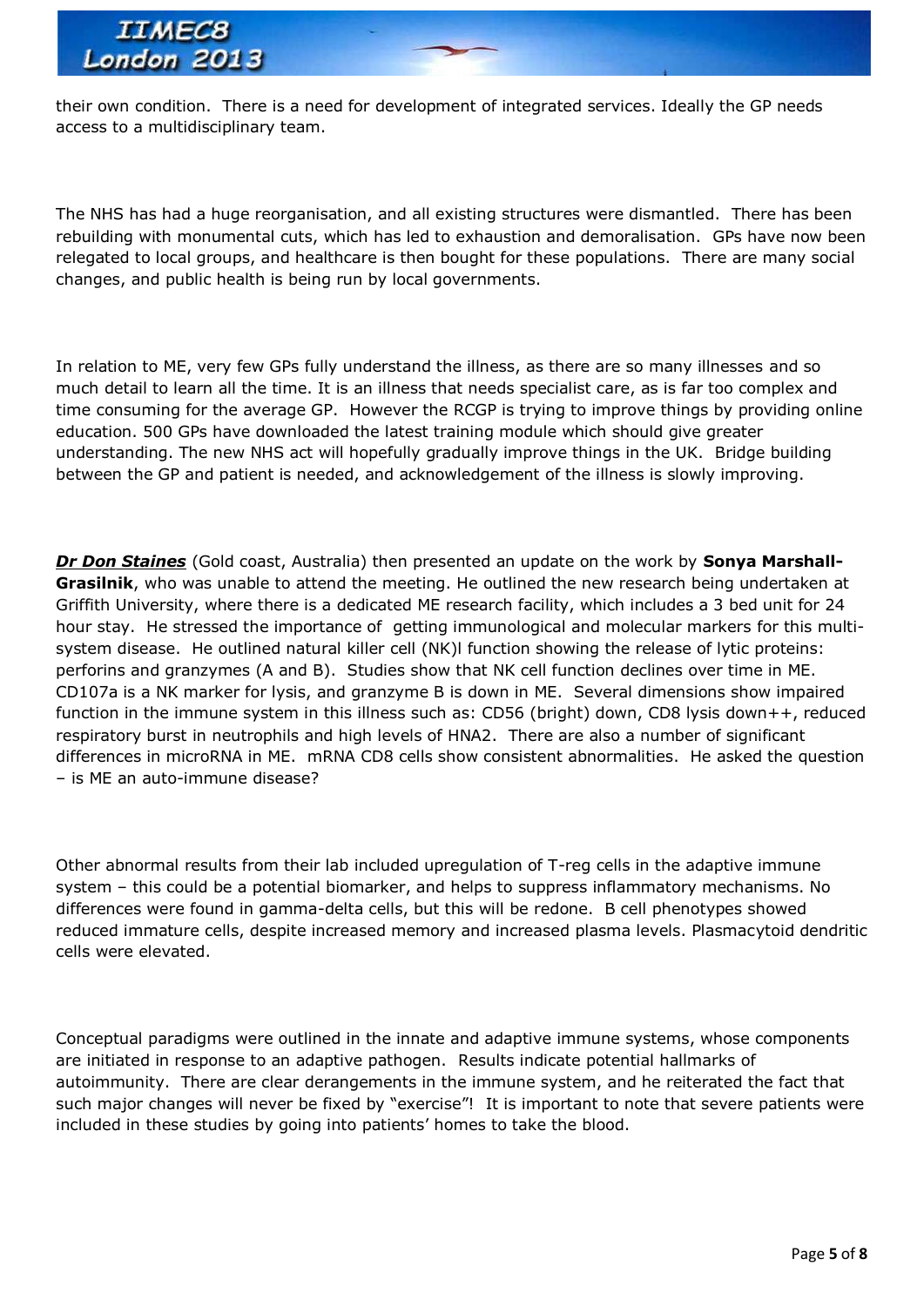their own condition. There is a need for development of integrated services. Ideally the GP needs access to a multidisciplinary team.

The NHS has had a huge reorganisation, and all existing structures were dismantled. There has been rebuilding with monumental cuts, which has led to exhaustion and demoralisation. GPs have now been relegated to local groups, and healthcare is then bought for these populations. There are many social changes, and public health is being run by local governments.

In relation to ME, very few GPs fully understand the illness, as there are so many illnesses and so much detail to learn all the time. It is an illness that needs specialist care, as is far too complex and time consuming for the average GP. However the RCGP is trying to improve things by providing online education. 500 GPs have downloaded the latest training module which should give greater understanding. The new NHS act will hopefully gradually improve things in the UK. Bridge building between the GP and patient is needed, and acknowledgement of the illness is slowly improving.

***Dr Don Staines*** (Gold coast, Australia) then presented an update on the work by **Sonya Marshall-Grasilnik**, who was unable to attend the meeting. He outlined the new research being undertaken at Griffith University, where there is a dedicated ME research facility, which includes a 3 bed unit for 24 hour stay. He stressed the importance of getting immunological and molecular markers for this multi-system disease. He outlined natural killer cell (NK)l function showing the release of lytic proteins: perforins and granzymes (A and B). Studies show that NK cell function declines over time in ME. CD107a is a NK marker for lysis, and granzyme B is down in ME. Several dimensions show impaired function in the immune system in this illness such as: CD56 (bright) down, CD8 lysis down++, reduced respiratory burst in neutrophils and high levels of HNA2. There are also a number of significant differences in microRNA in ME. mRNA CD8 cells show consistent abnormalities. He asked the question – is ME an auto-immune disease?

Other abnormal results from their lab included upregulation of T-reg cells in the adaptive immune system – this could be a potential biomarker, and helps to suppress inflammatory mechanisms. No differences were found in gamma-delta cells, but this will be redone. B cell phenotypes showed reduced immature cells, despite increased memory and increased plasma levels. Plasmacytoid dendritic cells were elevated.

Conceptual paradigms were outlined in the innate and adaptive immune systems, whose components are initiated in response to an adaptive pathogen. Results indicate potential hallmarks of autoimmunity. There are clear derangements in the immune system, and he reiterated the fact that such major changes will never be fixed by "exercise"! It is important to note that severe patients were included in these studies by going into patients' homes to take the blood.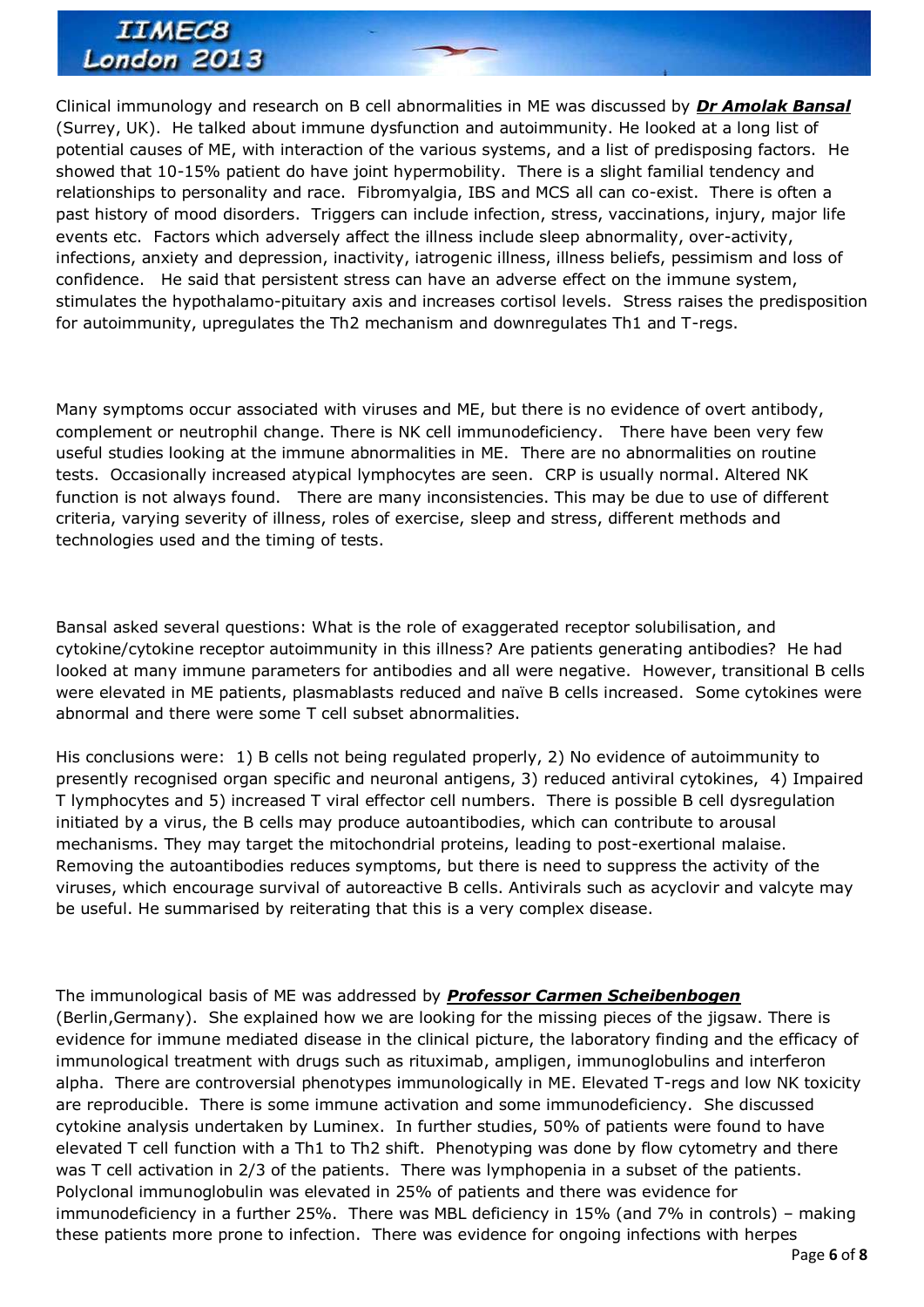Clinical immunology and research on B cell abnormalities in ME was discussed by ***Dr Amolak Bansal*** (Surrey, UK). He talked about immune dysfunction and autoimmunity. He looked at a long list of potential causes of ME, with interaction of the various systems, and a list of predisposing factors. He showed that 10-15% patient do have joint hypermobility. There is a slight familial tendency and relationships to personality and race. Fibromyalgia, IBS and MCS all can co-exist. There is often a past history of mood disorders. Triggers can include infection, stress, vaccinations, injury, major life events etc. Factors which adversely affect the illness include sleep abnormality, over-activity, infections, anxiety and depression, inactivity, iatrogenic illness, illness beliefs, pessimism and loss of confidence. He said that persistent stress can have an adverse effect on the immune system, stimulates the hypothalamo-pituitary axis and increases cortisol levels. Stress raises the predisposition for autoimmunity, upregulates the Th2 mechanism and downregulates Th1 and T-regs.

Many symptoms occur associated with viruses and ME, but there is no evidence of overt antibody, complement or neutrophil change. There is NK cell immunodeficiency. There have been very few useful studies looking at the immune abnormalities in ME. There are no abnormalities on routine tests. Occasionally increased atypical lymphocytes are seen. CRP is usually normal. Altered NK function is not always found. There are many inconsistencies. This may be due to use of different criteria, varying severity of illness, roles of exercise, sleep and stress, different methods and technologies used and the timing of tests.

Bansal asked several questions: What is the role of exaggerated receptor solubilisation, and cytokine/cytokine receptor autoimmunity in this illness? Are patients generating antibodies? He had looked at many immune parameters for antibodies and all were negative. However, transitional B cells were elevated in ME patients, plasmablasts reduced and naïve B cells increased. Some cytokines were abnormal and there were some T cell subset abnormalities.

His conclusions were: 1) B cells not being regulated properly, 2) No evidence of autoimmunity to presently recognised organ specific and neuronal antigens, 3) reduced antiviral cytokines, 4) Impaired T lymphocytes and 5) increased T viral effector cell numbers. There is possible B cell dysregulation initiated by a virus, the B cells may produce autoantibodies, which can contribute to arousal mechanisms. They may target the mitochondrial proteins, leading to post-exertional malaise. Removing the autoantibodies reduces symptoms, but there is need to suppress the activity of the viruses, which encourage survival of autoreactive B cells. Antivirals such as acyclovir and valcyte may be useful. He summarised by reiterating that this is a very complex disease.

The immunological basis of ME was addressed by ***Professor Carmen Scheibenbogen*** (Berlin,Germany). She explained how we are looking for the missing pieces of the jigsaw. There is evidence for immune mediated disease in the clinical picture, the laboratory finding and the efficacy of immunological treatment with drugs such as rituximab, ampligen, immunoglobulins and interferon alpha. There are controversial phenotypes immunologically in ME. Elevated T-regs and low NK toxicity are reproducible. There is some immune activation and some immunodeficiency. She discussed cytokine analysis undertaken by Luminex. In further studies, 50% of patients were found to have elevated T cell function with a Th1 to Th2 shift. Phenotyping was done by flow cytometry and there was T cell activation in 2/3 of the patients. There was lymphopenia in a subset of the patients. Polyclonal immunoglobulin was elevated in 25% of patients and there was evidence for immunodeficiency in a further 25%. There was MBL deficiency in 15% (and 7% in controls) – making these patients more prone to infection. There was evidence for ongoing infections with herpes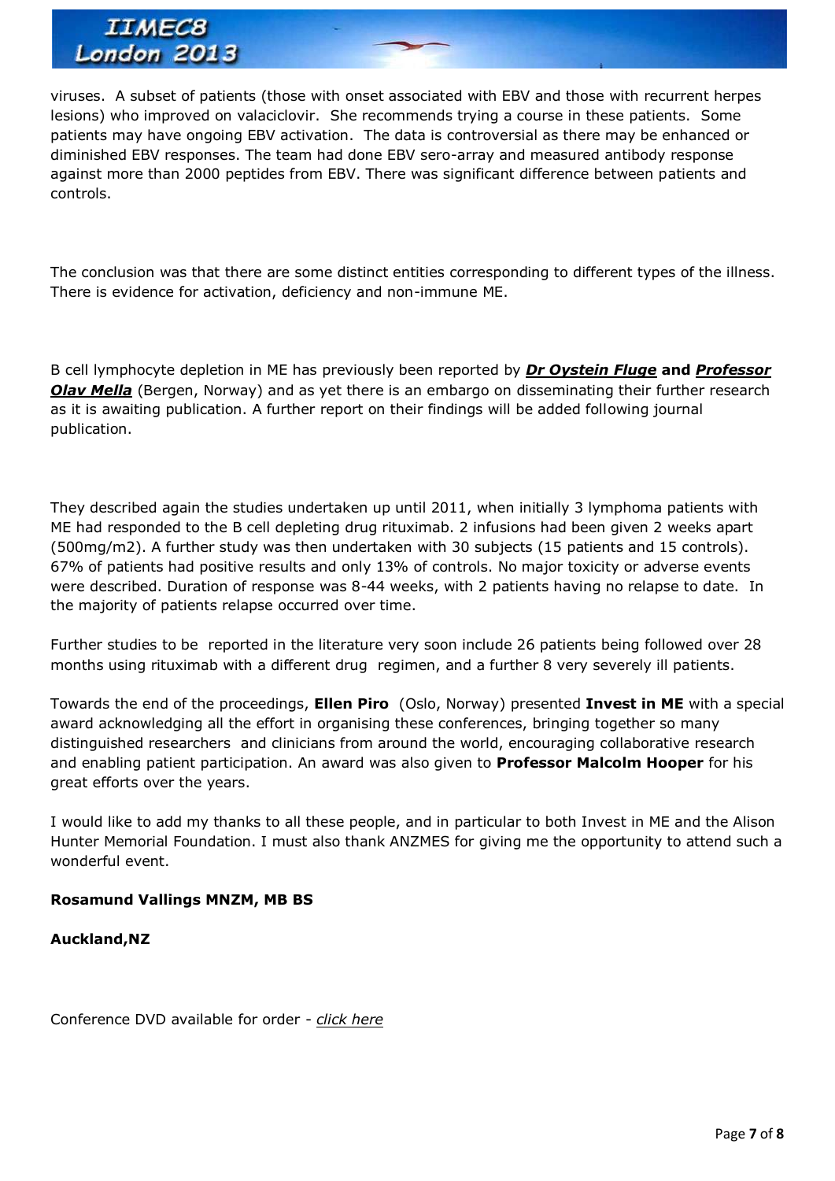viruses. A subset of patients (those with onset associated with EBV and those with recurrent herpes lesions) who improved on valaciclovir. She recommends trying a course in these patients. Some patients may have ongoing EBV activation. The data is controversial as there may be enhanced or diminished EBV responses. The team had done EBV sero-array and measured antibody response against more than 2000 peptides from EBV. There was significant difference between patients and controls.

The conclusion was that there are some distinct entities corresponding to different types of the illness. There is evidence for activation, deficiency and non-immune ME.

B cell lymphocyte depletion in ME has previously been reported by ***Dr Oystein Fluge*** **and** ***Professor Olav Mella*** (Bergen, Norway) and as yet there is an embargo on disseminating their further research as it is awaiting publication. A further report on their findings will be added following journal publication.

They described again the studies undertaken up until 2011, when initially 3 lymphoma patients with ME had responded to the B cell depleting drug rituximab. 2 infusions had been given 2 weeks apart (500mg/m2). A further study was then undertaken with 30 subjects (15 patients and 15 controls). 67% of patients had positive results and only 13% of controls. No major toxicity or adverse events were described. Duration of response was 8-44 weeks, with 2 patients having no relapse to date. In the majority of patients relapse occurred over time.

Further studies to be reported in the literature very soon include 26 patients being followed over 28 months using rituximab with a different drug regimen, and a further 8 very severely ill patients.

Towards the end of the proceedings, **Ellen Piro** (Oslo, Norway) presented **Invest in ME** with a special award acknowledging all the effort in organising these conferences, bringing together so many distinguished researchers and clinicians from around the world, encouraging collaborative research and enabling patient participation. An award was also given to **Professor Malcolm Hooper** for his great efforts over the years.

I would like to add my thanks to all these people, and in particular to both Invest in ME and the Alison Hunter Memorial Foundation. I must also thank ANZMES for giving me the opportunity to attend such a wonderful event.

**Rosamund Vallings MNZM, MB BS**

**Auckland,NZ**

Conference DVD available for order - *click here*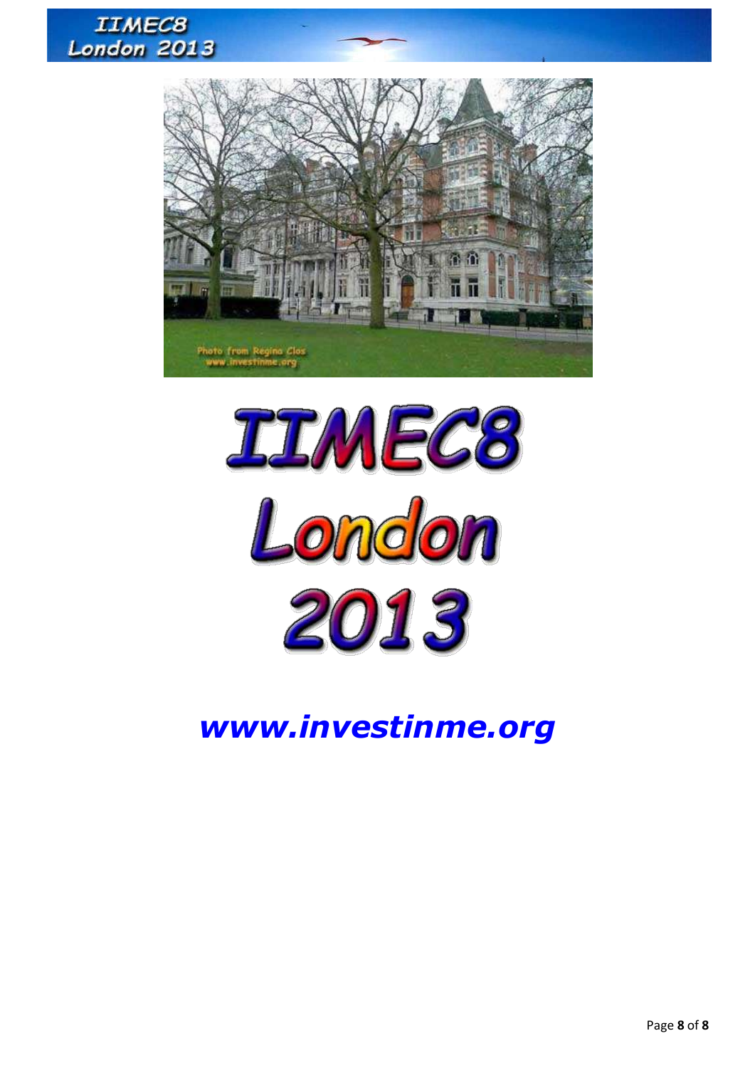# IIMEC8

# London

# 2013

***www.investinme.org***